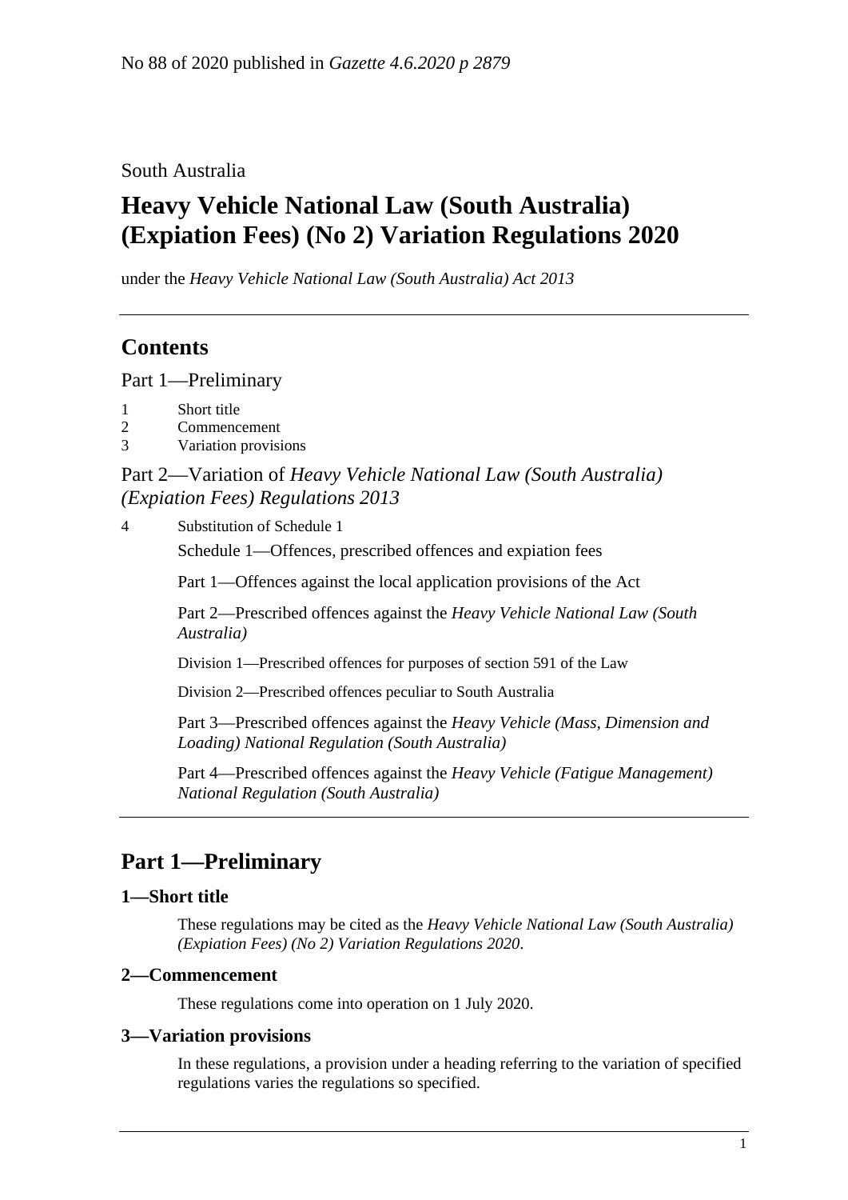No 88 of 2020 published in *Gazette 4.6.2020 p 2879*

South Australia

# Heavy Vehicle National Law (South Australia) (Expiation Fees) (No 2) Variation Regulations 2020

under the *Heavy Vehicle National Law (South Australia) Act 2013*

## Contents

Part 1—Preliminary

1 Short title
2 Commencement
3 Variation provisions

Part 2—Variation of *Heavy Vehicle National Law (South Australia) (Expiation Fees) Regulations 2013*

4 Substitution of Schedule 1

Schedule 1—Offences, prescribed offences and expiation fees

Part 1—Offences against the local application provisions of the Act

Part 2—Prescribed offences against the *Heavy Vehicle National Law (South Australia)*

Division 1—Prescribed offences for purposes of section 591 of the Law

Division 2—Prescribed offences peculiar to South Australia

Part 3—Prescribed offences against the *Heavy Vehicle (Mass, Dimension and Loading) National Regulation (South Australia)*

Part 4—Prescribed offences against the *Heavy Vehicle (Fatigue Management) National Regulation (South Australia)*

## Part 1—Preliminary

### 1—Short title

These regulations may be cited as the *Heavy Vehicle National Law (South Australia) (Expiation Fees) (No 2) Variation Regulations 2020*.

### 2—Commencement

These regulations come into operation on 1 July 2020.

### 3—Variation provisions

In these regulations, a provision under a heading referring to the variation of specified regulations varies the regulations so specified.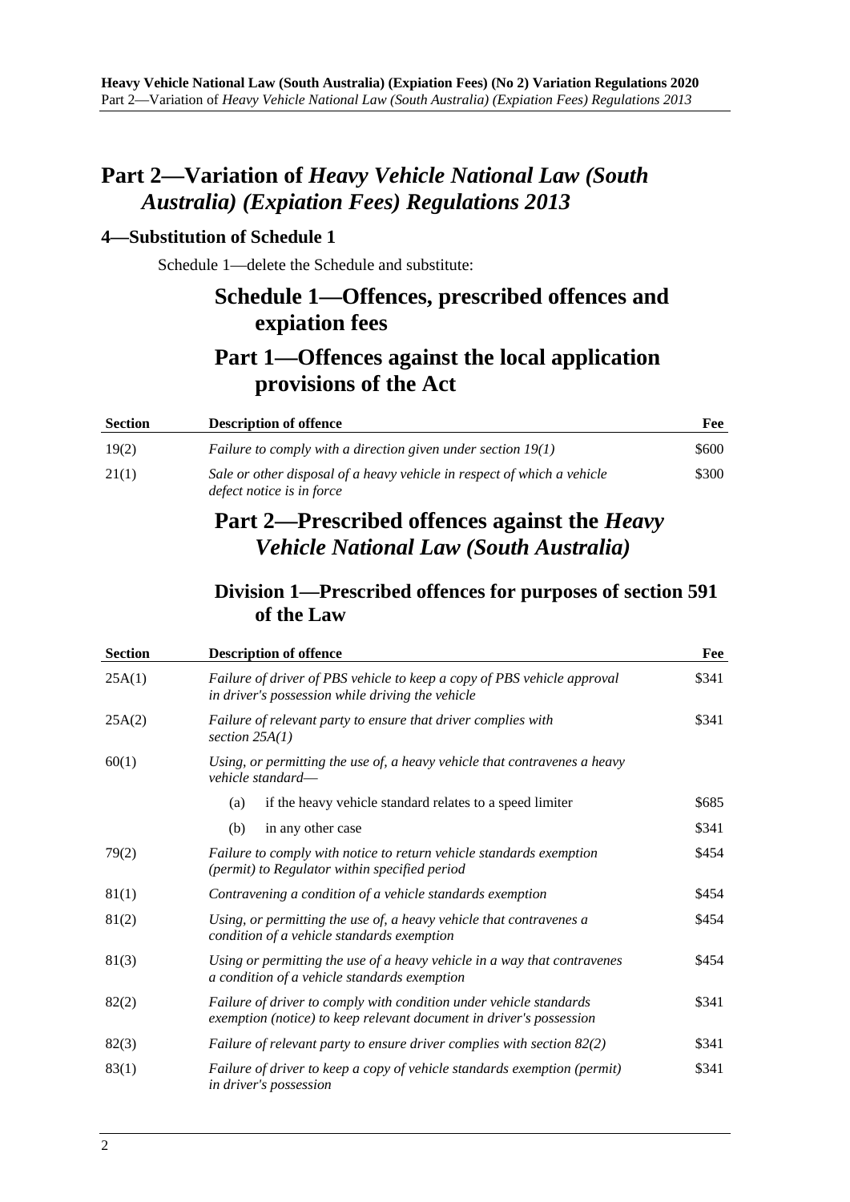# Part 2—Variation of *Heavy Vehicle National Law (South Australia) (Expiation Fees) Regulations 2013*

## 4—Substitution of Schedule 1

Schedule 1—delete the Schedule and substitute:

# Schedule 1—Offences, prescribed offences and expiation fees

## Part 1—Offences against the local application provisions of the Act

| Section | Description of offence | Fee |
|---|---|---|
| 19(2) | *Failure to comply with a direction given under section 19(1)* | $600 |
| 21(1) | *Sale or other disposal of a heavy vehicle in respect of which a vehicle defect notice is in force* | $300 |

## Part 2—Prescribed offences against the *Heavy Vehicle National Law (South Australia)*

### Division 1—Prescribed offences for purposes of section 591 of the Law

| Section | Description of offence | Fee |
|---|---|---|
| 25A(1) | *Failure of driver of PBS vehicle to keep a copy of PBS vehicle approval in driver's possession while driving the vehicle* | $341 |
| 25A(2) | *Failure of relevant party to ensure that driver complies with section 25A(1)* | $341 |
| 60(1) | *Using, or permitting the use of, a heavy vehicle that contravenes a heavy vehicle standard—* | |
| | (a) if the heavy vehicle standard relates to a speed limiter | $685 |
| | (b) in any other case | $341 |
| 79(2) | *Failure to comply with notice to return vehicle standards exemption (permit) to Regulator within specified period* | $454 |
| 81(1) | *Contravening a condition of a vehicle standards exemption* | $454 |
| 81(2) | *Using, or permitting the use of, a heavy vehicle that contravenes a condition of a vehicle standards exemption* | $454 |
| 81(3) | *Using or permitting the use of a heavy vehicle in a way that contravenes a condition of a vehicle standards exemption* | $454 |
| 82(2) | *Failure of driver to comply with condition under vehicle standards exemption (notice) to keep relevant document in driver's possession* | $341 |
| 82(3) | *Failure of relevant party to ensure driver complies with section 82(2)* | $341 |
| 83(1) | *Failure of driver to keep a copy of vehicle standards exemption (permit) in driver's possession* | $341 |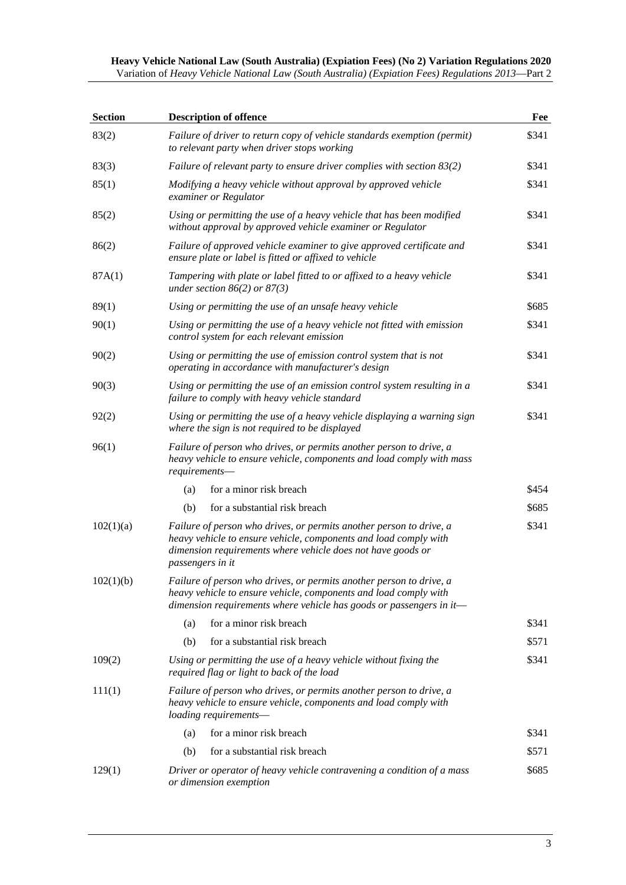| Section | Description of offence | Fee |
|---|---|---|
| 83(2) | *Failure of driver to return copy of vehicle standards exemption (permit) to relevant party when driver stops working* | $341 |
| 83(3) | *Failure of relevant party to ensure driver complies with section 83(2)* | $341 |
| 85(1) | *Modifying a heavy vehicle without approval by approved vehicle examiner or Regulator* | $341 |
| 85(2) | *Using or permitting the use of a heavy vehicle that has been modified without approval by approved vehicle examiner or Regulator* | $341 |
| 86(2) | *Failure of approved vehicle examiner to give approved certificate and ensure plate or label is fitted or affixed to vehicle* | $341 |
| 87A(1) | *Tampering with plate or label fitted to or affixed to a heavy vehicle under section 86(2) or 87(3)* | $341 |
| 89(1) | *Using or permitting the use of an unsafe heavy vehicle* | $685 |
| 90(1) | *Using or permitting the use of a heavy vehicle not fitted with emission control system for each relevant emission* | $341 |
| 90(2) | *Using or permitting the use of emission control system that is not operating in accordance with manufacturer's design* | $341 |
| 90(3) | *Using or permitting the use of an emission control system resulting in a failure to comply with heavy vehicle standard* | $341 |
| 92(2) | *Using or permitting the use of a heavy vehicle displaying a warning sign where the sign is not required to be displayed* | $341 |
| 96(1) | *Failure of person who drives, or permits another person to drive, a heavy vehicle to ensure vehicle, components and load comply with mass requirements—* | |
| | (a) for a minor risk breach | $454 |
| | (b) for a substantial risk breach | $685 |
| 102(1)(a) | *Failure of person who drives, or permits another person to drive, a heavy vehicle to ensure vehicle, components and load comply with dimension requirements where vehicle does not have goods or passengers in it* | $341 |
| 102(1)(b) | *Failure of person who drives, or permits another person to drive, a heavy vehicle to ensure vehicle, components and load comply with dimension requirements where vehicle has goods or passengers in it—* | |
| | (a) for a minor risk breach | $341 |
| | (b) for a substantial risk breach | $571 |
| 109(2) | *Using or permitting the use of a heavy vehicle without fixing the required flag or light to back of the load* | $341 |
| 111(1) | *Failure of person who drives, or permits another person to drive, a heavy vehicle to ensure vehicle, components and load comply with loading requirements—* | |
| | (a) for a minor risk breach | $341 |
| | (b) for a substantial risk breach | $571 |
| 129(1) | *Driver or operator of heavy vehicle contravening a condition of a mass or dimension exemption* | $685 |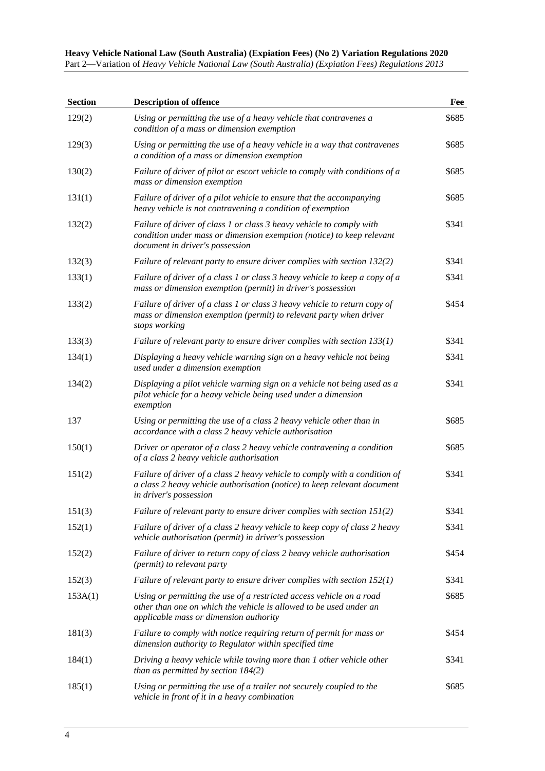| Section | Description of offence | Fee |
|---|---|---|
| 129(2) | *Using or permitting the use of a heavy vehicle that contravenes a condition of a mass or dimension exemption* | $685 |
| 129(3) | *Using or permitting the use of a heavy vehicle in a way that contravenes a condition of a mass or dimension exemption* | $685 |
| 130(2) | *Failure of driver of pilot or escort vehicle to comply with conditions of a mass or dimension exemption* | $685 |
| 131(1) | *Failure of driver of a pilot vehicle to ensure that the accompanying heavy vehicle is not contravening a condition of exemption* | $685 |
| 132(2) | *Failure of driver of class 1 or class 3 heavy vehicle to comply with condition under mass or dimension exemption (notice) to keep relevant document in driver's possession* | $341 |
| 132(3) | *Failure of relevant party to ensure driver complies with section 132(2)* | $341 |
| 133(1) | *Failure of driver of a class 1 or class 3 heavy vehicle to keep a copy of a mass or dimension exemption (permit) in driver's possession* | $341 |
| 133(2) | *Failure of driver of a class 1 or class 3 heavy vehicle to return copy of mass or dimension exemption (permit) to relevant party when driver stops working* | $454 |
| 133(3) | *Failure of relevant party to ensure driver complies with section 133(1)* | $341 |
| 134(1) | *Displaying a heavy vehicle warning sign on a heavy vehicle not being used under a dimension exemption* | $341 |
| 134(2) | *Displaying a pilot vehicle warning sign on a vehicle not being used as a pilot vehicle for a heavy vehicle being used under a dimension exemption* | $341 |
| 137 | *Using or permitting the use of a class 2 heavy vehicle other than in accordance with a class 2 heavy vehicle authorisation* | $685 |
| 150(1) | *Driver or operator of a class 2 heavy vehicle contravening a condition of a class 2 heavy vehicle authorisation* | $685 |
| 151(2) | *Failure of driver of a class 2 heavy vehicle to comply with a condition of a class 2 heavy vehicle authorisation (notice) to keep relevant document in driver's possession* | $341 |
| 151(3) | *Failure of relevant party to ensure driver complies with section 151(2)* | $341 |
| 152(1) | *Failure of driver of a class 2 heavy vehicle to keep copy of class 2 heavy vehicle authorisation (permit) in driver's possession* | $341 |
| 152(2) | *Failure of driver to return copy of class 2 heavy vehicle authorisation (permit) to relevant party* | $454 |
| 152(3) | *Failure of relevant party to ensure driver complies with section 152(1)* | $341 |
| 153A(1) | *Using or permitting the use of a restricted access vehicle on a road other than one on which the vehicle is allowed to be used under an applicable mass or dimension authority* | $685 |
| 181(3) | *Failure to comply with notice requiring return of permit for mass or dimension authority to Regulator within specified time* | $454 |
| 184(1) | *Driving a heavy vehicle while towing more than 1 other vehicle other than as permitted by section 184(2)* | $341 |
| 185(1) | *Using or permitting the use of a trailer not securely coupled to the vehicle in front of it in a heavy combination* | $685 |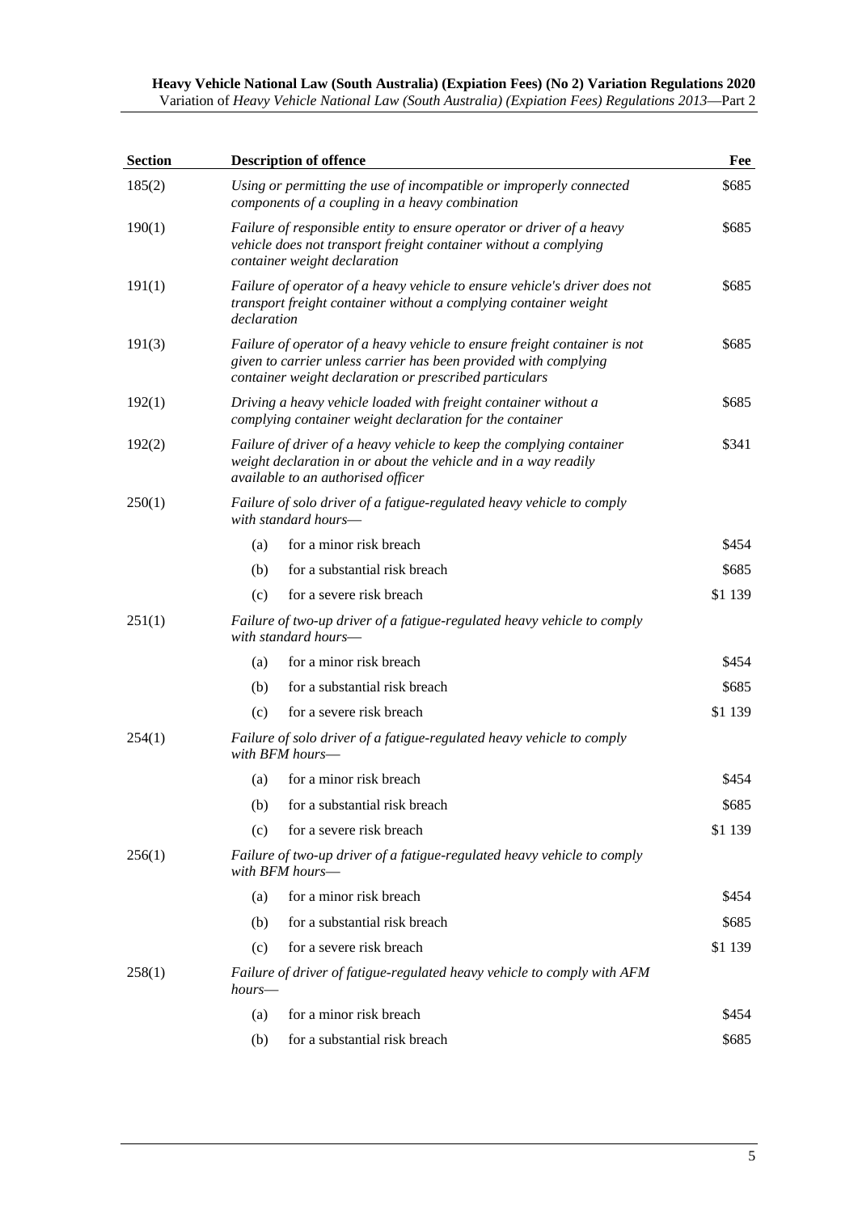| Section | Description of offence | Fee |
|---|---|---|
| 185(2) | *Using or permitting the use of incompatible or improperly connected components of a coupling in a heavy combination* | $685 |
| 190(1) | *Failure of responsible entity to ensure operator or driver of a heavy vehicle does not transport freight container without a complying container weight declaration* | $685 |
| 191(1) | *Failure of operator of a heavy vehicle to ensure vehicle's driver does not transport freight container without a complying container weight declaration* | $685 |
| 191(3) | *Failure of operator of a heavy vehicle to ensure freight container is not given to carrier unless carrier has been provided with complying container weight declaration or prescribed particulars* | $685 |
| 192(1) | *Driving a heavy vehicle loaded with freight container without a complying container weight declaration for the container* | $685 |
| 192(2) | *Failure of driver of a heavy vehicle to keep the complying container weight declaration in or about the vehicle and in a way readily available to an authorised officer* | $341 |
| 250(1) | *Failure of solo driver of a fatigue-regulated heavy vehicle to comply with standard hours—* | |
| | (a) for a minor risk breach | $454 |
| | (b) for a substantial risk breach | $685 |
| | (c) for a severe risk breach | $1 139 |
| 251(1) | *Failure of two-up driver of a fatigue-regulated heavy vehicle to comply with standard hours—* | |
| | (a) for a minor risk breach | $454 |
| | (b) for a substantial risk breach | $685 |
| | (c) for a severe risk breach | $1 139 |
| 254(1) | *Failure of solo driver of a fatigue-regulated heavy vehicle to comply with BFM hours—* | |
| | (a) for a minor risk breach | $454 |
| | (b) for a substantial risk breach | $685 |
| | (c) for a severe risk breach | $1 139 |
| 256(1) | *Failure of two-up driver of a fatigue-regulated heavy vehicle to comply with BFM hours—* | |
| | (a) for a minor risk breach | $454 |
| | (b) for a substantial risk breach | $685 |
| | (c) for a severe risk breach | $1 139 |
| 258(1) | *Failure of driver of fatigue-regulated heavy vehicle to comply with AFM hours—* | |
| | (a) for a minor risk breach | $454 |
| | (b) for a substantial risk breach | $685 |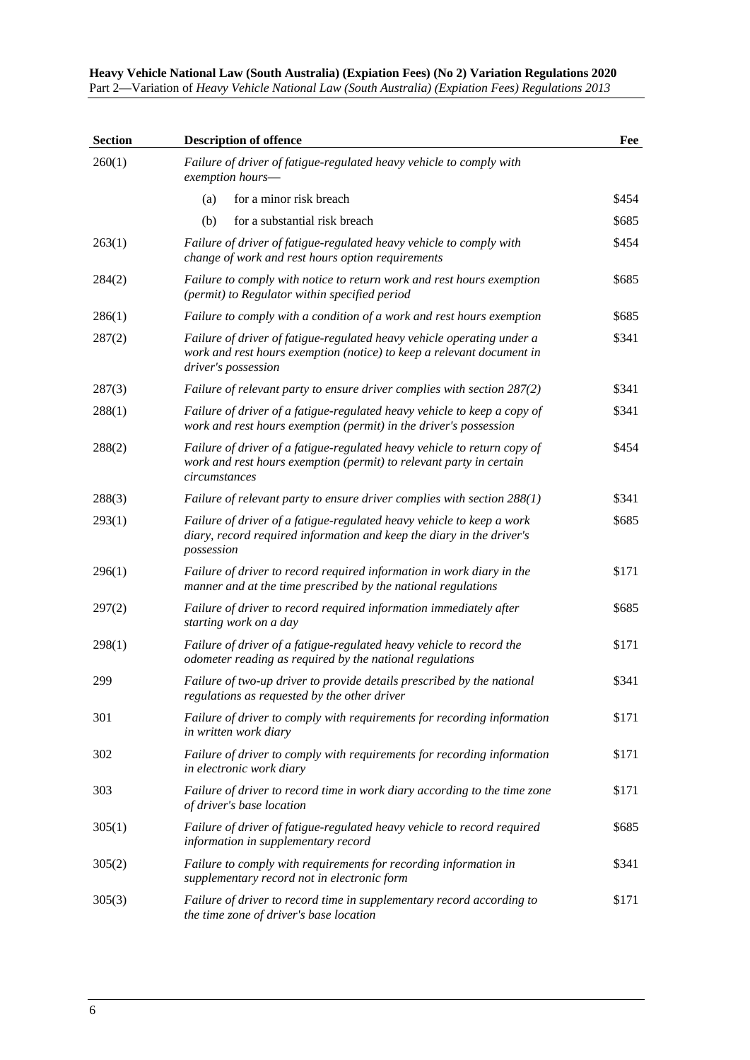| Section | Description of offence | Fee |
|---|---|---|
| 260(1) | *Failure of driver of fatigue-regulated heavy vehicle to comply with exemption hours—* | |
| | (a) for a minor risk breach | \$454 |
| | (b) for a substantial risk breach | \$685 |
| 263(1) | *Failure of driver of fatigue-regulated heavy vehicle to comply with change of work and rest hours option requirements* | \$454 |
| 284(2) | *Failure to comply with notice to return work and rest hours exemption (permit) to Regulator within specified period* | \$685 |
| 286(1) | *Failure to comply with a condition of a work and rest hours exemption* | \$685 |
| 287(2) | *Failure of driver of fatigue-regulated heavy vehicle operating under a work and rest hours exemption (notice) to keep a relevant document in driver's possession* | \$341 |
| 287(3) | *Failure of relevant party to ensure driver complies with section 287(2)* | \$341 |
| 288(1) | *Failure of driver of a fatigue-regulated heavy vehicle to keep a copy of work and rest hours exemption (permit) in the driver's possession* | \$341 |
| 288(2) | *Failure of driver of a fatigue-regulated heavy vehicle to return copy of work and rest hours exemption (permit) to relevant party in certain circumstances* | \$454 |
| 288(3) | *Failure of relevant party to ensure driver complies with section 288(1)* | \$341 |
| 293(1) | *Failure of driver of a fatigue-regulated heavy vehicle to keep a work diary, record required information and keep the diary in the driver's possession* | \$685 |
| 296(1) | *Failure of driver to record required information in work diary in the manner and at the time prescribed by the national regulations* | \$171 |
| 297(2) | *Failure of driver to record required information immediately after starting work on a day* | \$685 |
| 298(1) | *Failure of driver of a fatigue-regulated heavy vehicle to record the odometer reading as required by the national regulations* | \$171 |
| 299 | *Failure of two-up driver to provide details prescribed by the national regulations as requested by the other driver* | \$341 |
| 301 | *Failure of driver to comply with requirements for recording information in written work diary* | \$171 |
| 302 | *Failure of driver to comply with requirements for recording information in electronic work diary* | \$171 |
| 303 | *Failure of driver to record time in work diary according to the time zone of driver's base location* | \$171 |
| 305(1) | *Failure of driver of fatigue-regulated heavy vehicle to record required information in supplementary record* | \$685 |
| 305(2) | *Failure to comply with requirements for recording information in supplementary record not in electronic form* | \$341 |
| 305(3) | *Failure of driver to record time in supplementary record according to the time zone of driver's base location* | \$171 |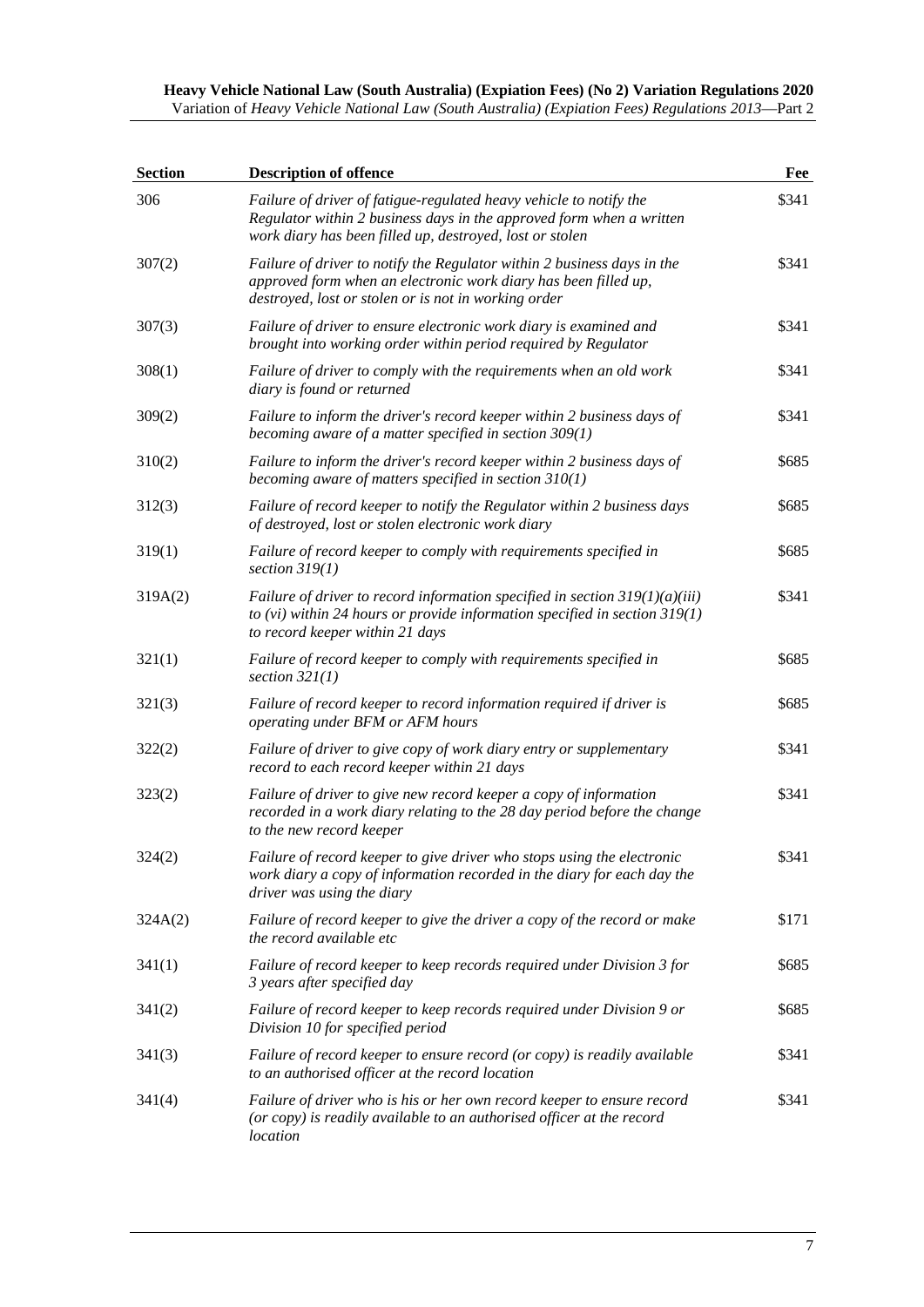| Section | Description of offence | Fee |
|---|---|---|
| 306 | *Failure of driver of fatigue-regulated heavy vehicle to notify the Regulator within 2 business days in the approved form when a written work diary has been filled up, destroyed, lost or stolen* | $341 |
| 307(2) | *Failure of driver to notify the Regulator within 2 business days in the approved form when an electronic work diary has been filled up, destroyed, lost or stolen or is not in working order* | $341 |
| 307(3) | *Failure of driver to ensure electronic work diary is examined and brought into working order within period required by Regulator* | $341 |
| 308(1) | *Failure of driver to comply with the requirements when an old work diary is found or returned* | $341 |
| 309(2) | *Failure to inform the driver's record keeper within 2 business days of becoming aware of a matter specified in section 309(1)* | $341 |
| 310(2) | *Failure to inform the driver's record keeper within 2 business days of becoming aware of matters specified in section 310(1)* | $685 |
| 312(3) | *Failure of record keeper to notify the Regulator within 2 business days of destroyed, lost or stolen electronic work diary* | $685 |
| 319(1) | *Failure of record keeper to comply with requirements specified in section 319(1)* | $685 |
| 319A(2) | *Failure of driver to record information specified in section 319(1)(a)(iii) to (vi) within 24 hours or provide information specified in section 319(1) to record keeper within 21 days* | $341 |
| 321(1) | *Failure of record keeper to comply with requirements specified in section 321(1)* | $685 |
| 321(3) | *Failure of record keeper to record information required if driver is operating under BFM or AFM hours* | $685 |
| 322(2) | *Failure of driver to give copy of work diary entry or supplementary record to each record keeper within 21 days* | $341 |
| 323(2) | *Failure of driver to give new record keeper a copy of information recorded in a work diary relating to the 28 day period before the change to the new record keeper* | $341 |
| 324(2) | *Failure of record keeper to give driver who stops using the electronic work diary a copy of information recorded in the diary for each day the driver was using the diary* | $341 |
| 324A(2) | *Failure of record keeper to give the driver a copy of the record or make the record available etc* | $171 |
| 341(1) | *Failure of record keeper to keep records required under Division 3 for 3 years after specified day* | $685 |
| 341(2) | *Failure of record keeper to keep records required under Division 9 or Division 10 for specified period* | $685 |
| 341(3) | *Failure of record keeper to ensure record (or copy) is readily available to an authorised officer at the record location* | $341 |
| 341(4) | *Failure of driver who is his or her own record keeper to ensure record (or copy) is readily available to an authorised officer at the record location* | $341 |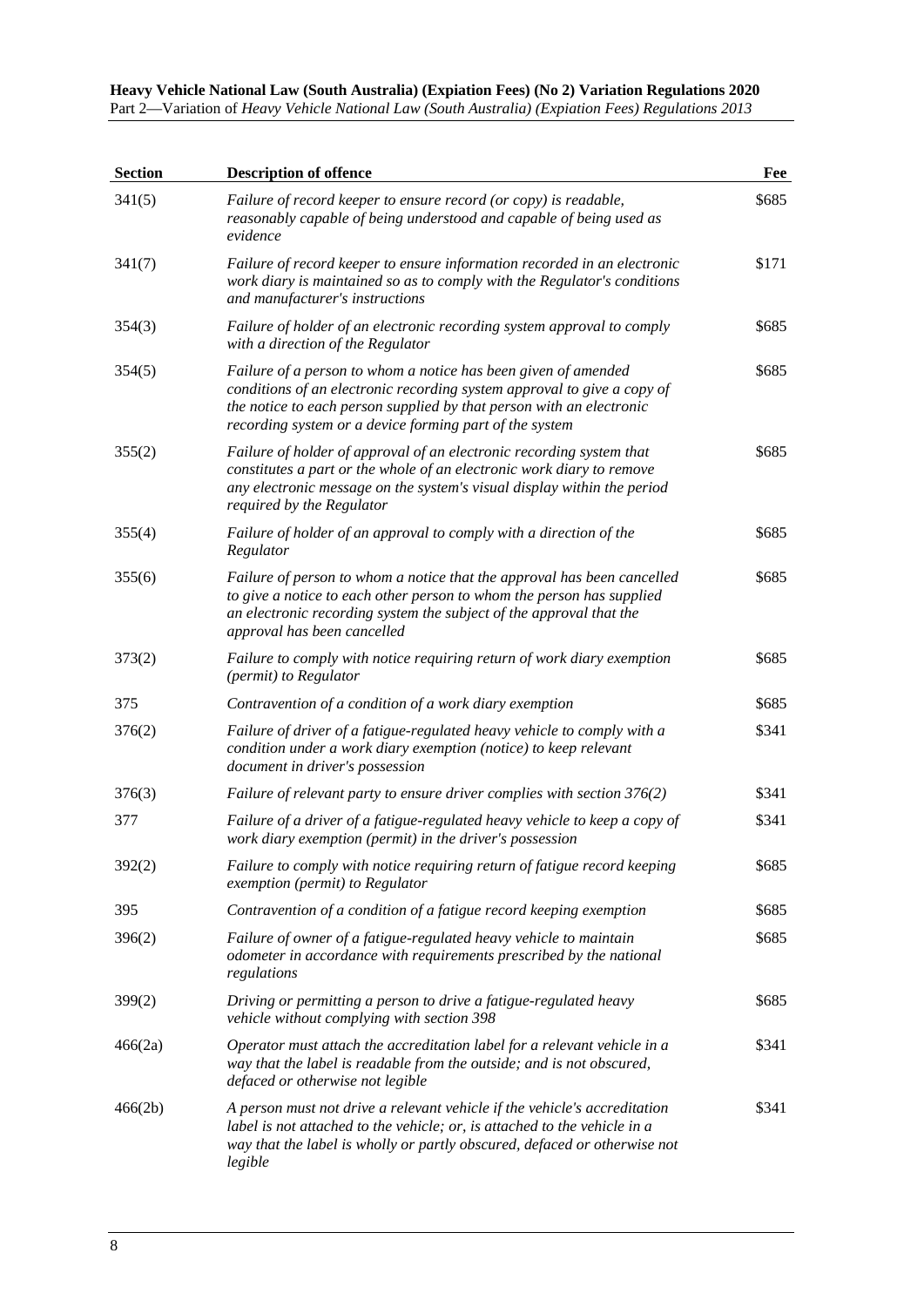| Section | Description of offence | Fee |
|---|---|---|
| 341(5) | *Failure of record keeper to ensure record (or copy) is readable, reasonably capable of being understood and capable of being used as evidence* | $685 |
| 341(7) | *Failure of record keeper to ensure information recorded in an electronic work diary is maintained so as to comply with the Regulator's conditions and manufacturer's instructions* | $171 |
| 354(3) | *Failure of holder of an electronic recording system approval to comply with a direction of the Regulator* | $685 |
| 354(5) | *Failure of a person to whom a notice has been given of amended conditions of an electronic recording system approval to give a copy of the notice to each person supplied by that person with an electronic recording system or a device forming part of the system* | $685 |
| 355(2) | *Failure of holder of approval of an electronic recording system that constitutes a part or the whole of an electronic work diary to remove any electronic message on the system's visual display within the period required by the Regulator* | $685 |
| 355(4) | *Failure of holder of an approval to comply with a direction of the Regulator* | $685 |
| 355(6) | *Failure of person to whom a notice that the approval has been cancelled to give a notice to each other person to whom the person has supplied an electronic recording system the subject of the approval that the approval has been cancelled* | $685 |
| 373(2) | *Failure to comply with notice requiring return of work diary exemption (permit) to Regulator* | $685 |
| 375 | *Contravention of a condition of a work diary exemption* | $685 |
| 376(2) | *Failure of driver of a fatigue-regulated heavy vehicle to comply with a condition under a work diary exemption (notice) to keep relevant document in driver's possession* | $341 |
| 376(3) | *Failure of relevant party to ensure driver complies with section 376(2)* | $341 |
| 377 | *Failure of a driver of a fatigue-regulated heavy vehicle to keep a copy of work diary exemption (permit) in the driver's possession* | $341 |
| 392(2) | *Failure to comply with notice requiring return of fatigue record keeping exemption (permit) to Regulator* | $685 |
| 395 | *Contravention of a condition of a fatigue record keeping exemption* | $685 |
| 396(2) | *Failure of owner of a fatigue-regulated heavy vehicle to maintain odometer in accordance with requirements prescribed by the national regulations* | $685 |
| 399(2) | *Driving or permitting a person to drive a fatigue-regulated heavy vehicle without complying with section 398* | $685 |
| 466(2a) | *Operator must attach the accreditation label for a relevant vehicle in a way that the label is readable from the outside; and is not obscured, defaced or otherwise not legible* | $341 |
| 466(2b) | *A person must not drive a relevant vehicle if the vehicle's accreditation label is not attached to the vehicle; or, is attached to the vehicle in a way that the label is wholly or partly obscured, defaced or otherwise not legible* | $341 |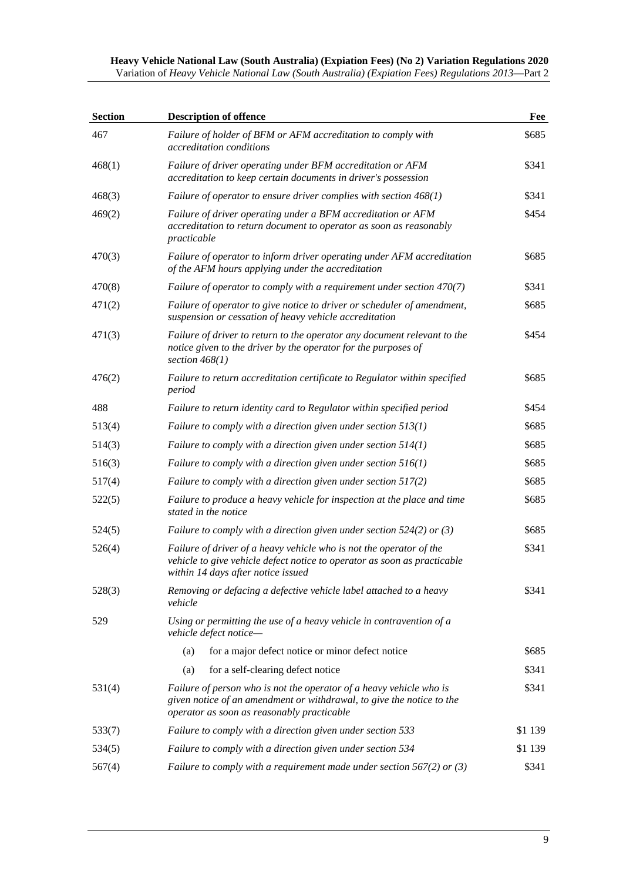| Section | Description of offence | Fee |
|---|---|---|
| 467 | *Failure of holder of BFM or AFM accreditation to comply with accreditation conditions* | $685 |
| 468(1) | *Failure of driver operating under BFM accreditation or AFM accreditation to keep certain documents in driver's possession* | $341 |
| 468(3) | *Failure of operator to ensure driver complies with section 468(1)* | $341 |
| 469(2) | *Failure of driver operating under a BFM accreditation or AFM accreditation to return document to operator as soon as reasonably practicable* | $454 |
| 470(3) | *Failure of operator to inform driver operating under AFM accreditation of the AFM hours applying under the accreditation* | $685 |
| 470(8) | *Failure of operator to comply with a requirement under section 470(7)* | $341 |
| 471(2) | *Failure of operator to give notice to driver or scheduler of amendment, suspension or cessation of heavy vehicle accreditation* | $685 |
| 471(3) | *Failure of driver to return to the operator any document relevant to the notice given to the driver by the operator for the purposes of section 468(1)* | $454 |
| 476(2) | *Failure to return accreditation certificate to Regulator within specified period* | $685 |
| 488 | *Failure to return identity card to Regulator within specified period* | $454 |
| 513(4) | *Failure to comply with a direction given under section 513(1)* | $685 |
| 514(3) | *Failure to comply with a direction given under section 514(1)* | $685 |
| 516(3) | *Failure to comply with a direction given under section 516(1)* | $685 |
| 517(4) | *Failure to comply with a direction given under section 517(2)* | $685 |
| 522(5) | *Failure to produce a heavy vehicle for inspection at the place and time stated in the notice* | $685 |
| 524(5) | *Failure to comply with a direction given under section 524(2) or (3)* | $685 |
| 526(4) | *Failure of driver of a heavy vehicle who is not the operator of the vehicle to give vehicle defect notice to operator as soon as practicable within 14 days after notice issued* | $341 |
| 528(3) | *Removing or defacing a defective vehicle label attached to a heavy vehicle* | $341 |
| 529 | *Using or permitting the use of a heavy vehicle in contravention of a vehicle defect notice—* | |
| | (a) for a major defect notice or minor defect notice | $685 |
| | (a) for a self-clearing defect notice | $341 |
| 531(4) | *Failure of person who is not the operator of a heavy vehicle who is given notice of an amendment or withdrawal, to give the notice to the operator as soon as reasonably practicable* | $341 |
| 533(7) | *Failure to comply with a direction given under section 533* | $1 139 |
| 534(5) | *Failure to comply with a direction given under section 534* | $1 139 |
| 567(4) | *Failure to comply with a requirement made under section 567(2) or (3)* | $341 |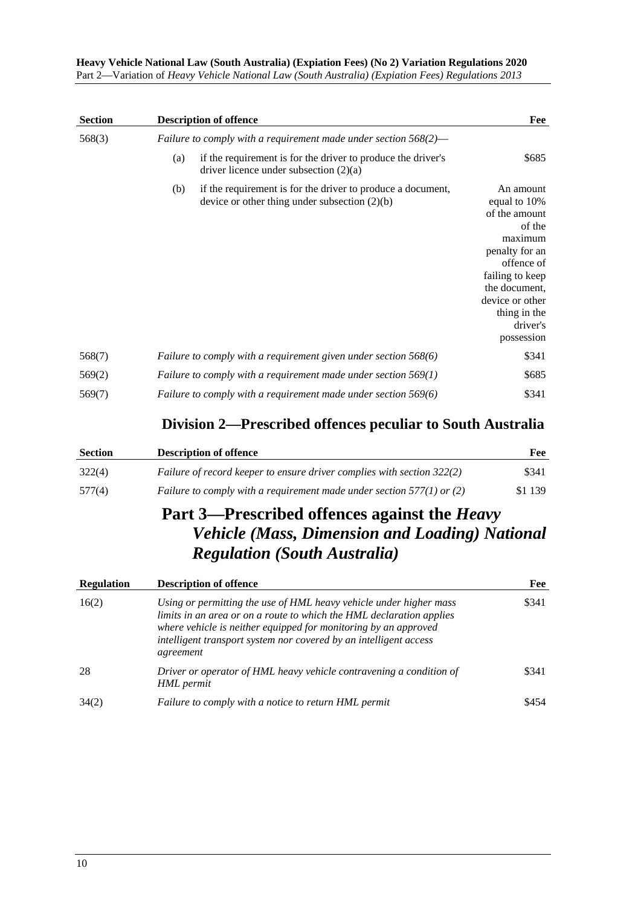| Section | Description of offence | Fee |
|---|---|---|
| 568(3) | *Failure to comply with a requirement made under section 568(2)—* | |
| | (a) if the requirement is for the driver to produce the driver's driver licence under subsection (2)(a) | $685 |
| | (b) if the requirement is for the driver to produce a document, device or other thing under subsection (2)(b) | An amount equal to 10% of the amount of the maximum penalty for an offence of failing to keep the document, device or other thing in the driver's possession |
| 568(7) | *Failure to comply with a requirement given under section 568(6)* | $341 |
| 569(2) | *Failure to comply with a requirement made under section 569(1)* | $685 |
| 569(7) | *Failure to comply with a requirement made under section 569(6)* | $341 |

## Division 2—Prescribed offences peculiar to South Australia

| Section | Description of offence | Fee |
|---|---|---|
| 322(4) | *Failure of record keeper to ensure driver complies with section 322(2)* | $341 |
| 577(4) | *Failure to comply with a requirement made under section 577(1) or (2)* | $1 139 |

# Part 3—Prescribed offences against the *Heavy Vehicle (Mass, Dimension and Loading) National Regulation (South Australia)*

| Regulation | Description of offence | Fee |
|---|---|---|
| 16(2) | *Using or permitting the use of HML heavy vehicle under higher mass limits in an area or on a route to which the HML declaration applies where vehicle is neither equipped for monitoring by an approved intelligent transport system nor covered by an intelligent access agreement* | $341 |
| 28 | *Driver or operator of HML heavy vehicle contravening a condition of HML permit* | $341 |
| 34(2) | *Failure to comply with a notice to return HML permit* | $454 |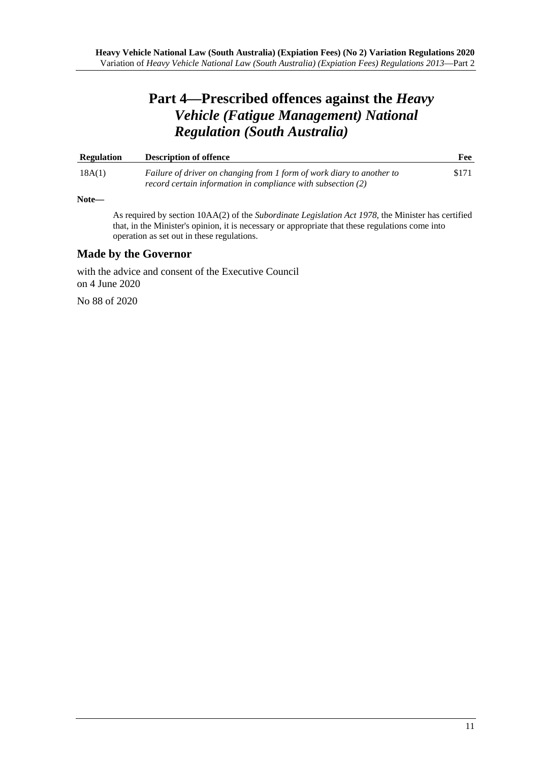# Part 4—Prescribed offences against the *Heavy Vehicle (Fatigue Management) National Regulation (South Australia)*

| Regulation | Description of offence | Fee |
|---|---|---|
| 18A(1) | *Failure of driver on changing from 1 form of work diary to another to record certain information in compliance with subsection (2)* | $171 |

**Note—**

As required by section 10AA(2) of the *Subordinate Legislation Act 1978*, the Minister has certified that, in the Minister's opinion, it is necessary or appropriate that these regulations come into operation as set out in these regulations.

## Made by the Governor

with the advice and consent of the Executive Council on 4 June 2020

No 88 of 2020